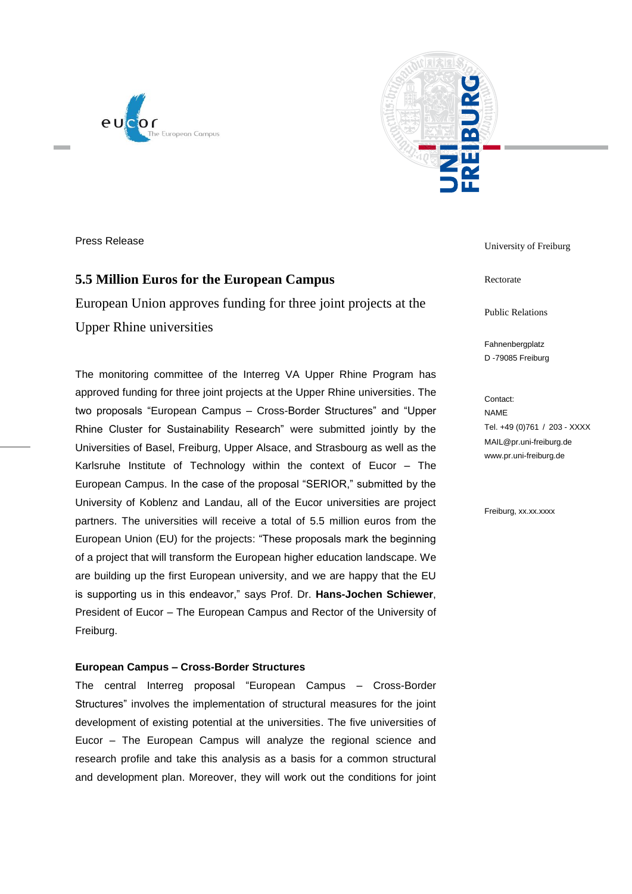Press Release

# 5.5 Million Euros for the European Campus

## European Union approves funding for three joint projects at the Upper Rhine universities

University of Freiburg

Rectorate

Public Relations

Fahnenbergplatz
D -79085 Freiburg

Contact:
NAME
Tel. +49 (0)761 / 203 - XXXX
MAIL@pr.uni-freiburg.de
www.pr.uni-freiburg.de

Freiburg, xx.xx.xxxx

The monitoring committee of the Interreg VA Upper Rhine Program has approved funding for three joint projects at the Upper Rhine universities. The two proposals "European Campus – Cross-Border Structures" and "Upper Rhine Cluster for Sustainability Research" were submitted jointly by the Universities of Basel, Freiburg, Upper Alsace, and Strasbourg as well as the Karlsruhe Institute of Technology within the context of Eucor – The European Campus. In the case of the proposal "SERIOR," submitted by the University of Koblenz and Landau, all of the Eucor universities are project partners. The universities will receive a total of 5.5 million euros from the European Union (EU) for the projects: "These proposals mark the beginning of a project that will transform the European higher education landscape. We are building up the first European university, and we are happy that the EU is supporting us in this endeavor," says Prof. Dr. **Hans-Jochen Schiewer**, President of Eucor – The European Campus and Rector of the University of Freiburg.

### European Campus – Cross-Border Structures

The central Interreg proposal "European Campus – Cross-Border Structures" involves the implementation of structural measures for the joint development of existing potential at the universities. The five universities of Eucor – The European Campus will analyze the regional science and research profile and take this analysis as a basis for a common structural and development plan. Moreover, they will work out the conditions for joint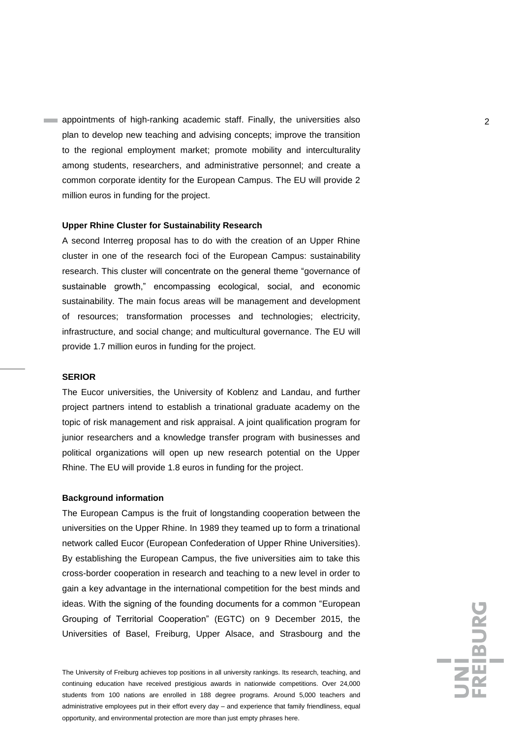appointments of high-ranking academic staff. Finally, the universities also plan to develop new teaching and advising concepts; improve the transition to the regional employment market; promote mobility and interculturality among students, researchers, and administrative personnel; and create a common corporate identity for the European Campus. The EU will provide 2 million euros in funding for the project.

**Upper Rhine Cluster for Sustainability Research**

A second Interreg proposal has to do with the creation of an Upper Rhine cluster in one of the research foci of the European Campus: sustainability research. This cluster will concentrate on the general theme "governance of sustainable growth," encompassing ecological, social, and economic sustainability. The main focus areas will be management and development of resources; transformation processes and technologies; electricity, infrastructure, and social change; and multicultural governance. The EU will provide 1.7 million euros in funding for the project.

**SERIOR**

The Eucor universities, the University of Koblenz and Landau, and further project partners intend to establish a trinational graduate academy on the topic of risk management and risk appraisal. A joint qualification program for junior researchers and a knowledge transfer program with businesses and political organizations will open up new research potential on the Upper Rhine. The EU will provide 1.8 euros in funding for the project.

**Background information**

The European Campus is the fruit of longstanding cooperation between the universities on the Upper Rhine. In 1989 they teamed up to form a trinational network called Eucor (European Confederation of Upper Rhine Universities). By establishing the European Campus, the five universities aim to take this cross-border cooperation in research and teaching to a new level in order to gain a key advantage in the international competition for the best minds and ideas. With the signing of the founding documents for a common "European Grouping of Territorial Cooperation" (EGTC) on 9 December 2015, the Universities of Basel, Freiburg, Upper Alsace, and Strasbourg and the

The University of Freiburg achieves top positions in all university rankings. Its research, teaching, and continuing education have received prestigious awards in nationwide competitions. Over 24,000 students from 100 nations are enrolled in 188 degree programs. Around 5,000 teachers and administrative employees put in their effort every day – and experience that family friendliness, equal opportunity, and environmental protection are more than just empty phrases here.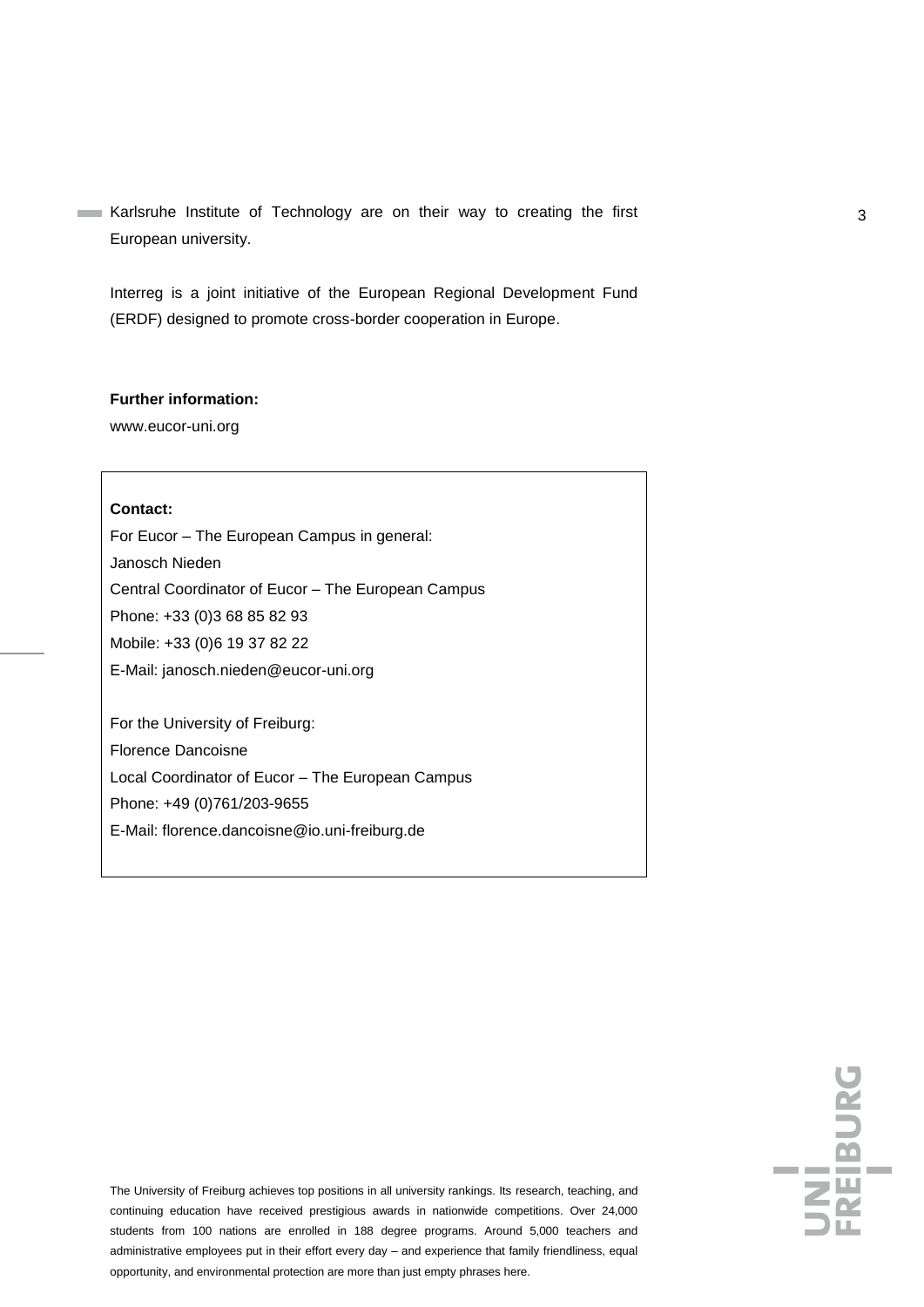Karlsruhe Institute of Technology are on their way to creating the first European university.

Interreg is a joint initiative of the European Regional Development Fund (ERDF) designed to promote cross-border cooperation in Europe.

**Further information:**

www.eucor-uni.org

**Contact:**

For Eucor – The European Campus in general:
Janosch Nieden
Central Coordinator of Eucor – The European Campus
Phone: +33 (0)3 68 85 82 93
Mobile: +33 (0)6 19 37 82 22
E-Mail: janosch.nieden@eucor-uni.org

For the University of Freiburg:
Florence Dancoisne
Local Coordinator of Eucor – The European Campus
Phone: +49 (0)761/203-9655
E-Mail: florence.dancoisne@io.uni-freiburg.de

The University of Freiburg achieves top positions in all university rankings. Its research, teaching, and continuing education have received prestigious awards in nationwide competitions. Over 24,000 students from 100 nations are enrolled in 188 degree programs. Around 5,000 teachers and administrative employees put in their effort every day – and experience that family friendliness, equal opportunity, and environmental protection are more than just empty phrases here.